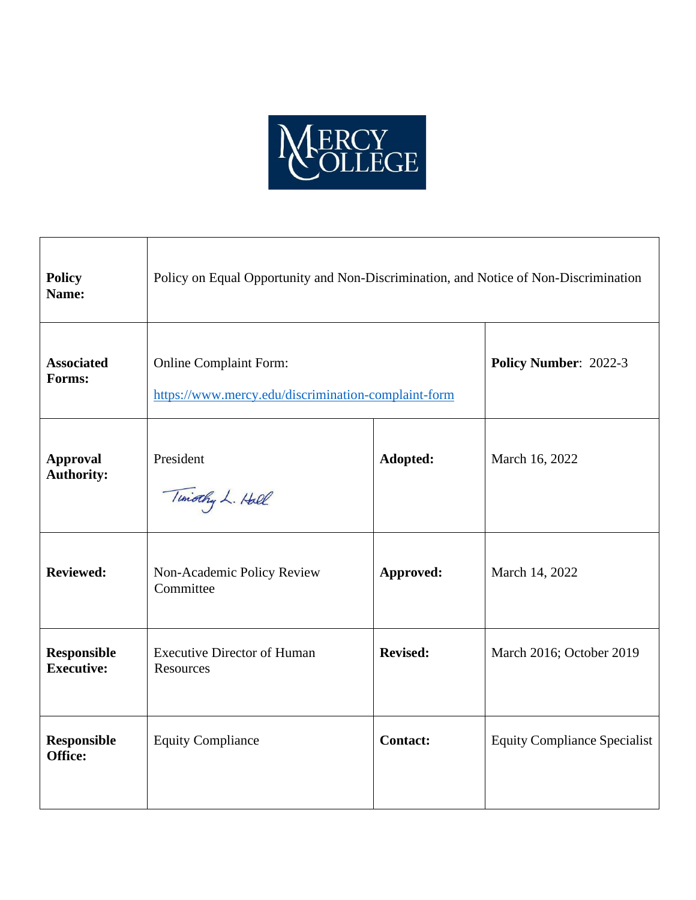MERCY COLLEGE

| **Policy Name:** | Policy on Equal Opportunity and Non-Discrimination, and Notice of Non-Discrimination | | |
|---|---|---|---|
| **Associated Forms:** | Online Complaint Form: https://www.mercy.edu/discrimination-complaint-form | | **Policy Number**: 2022-3 |
| **Approval Authority:** | President Timothy L. Hall | **Adopted:** | March 16, 2022 |
| **Reviewed:** | Non-Academic Policy Review Committee | **Approved:** | March 14, 2022 |
| **Responsible Executive:** | Executive Director of Human Resources | **Revised:** | March 2016; October 2019 |
| **Responsible Office:** | Equity Compliance | **Contact:** | Equity Compliance Specialist |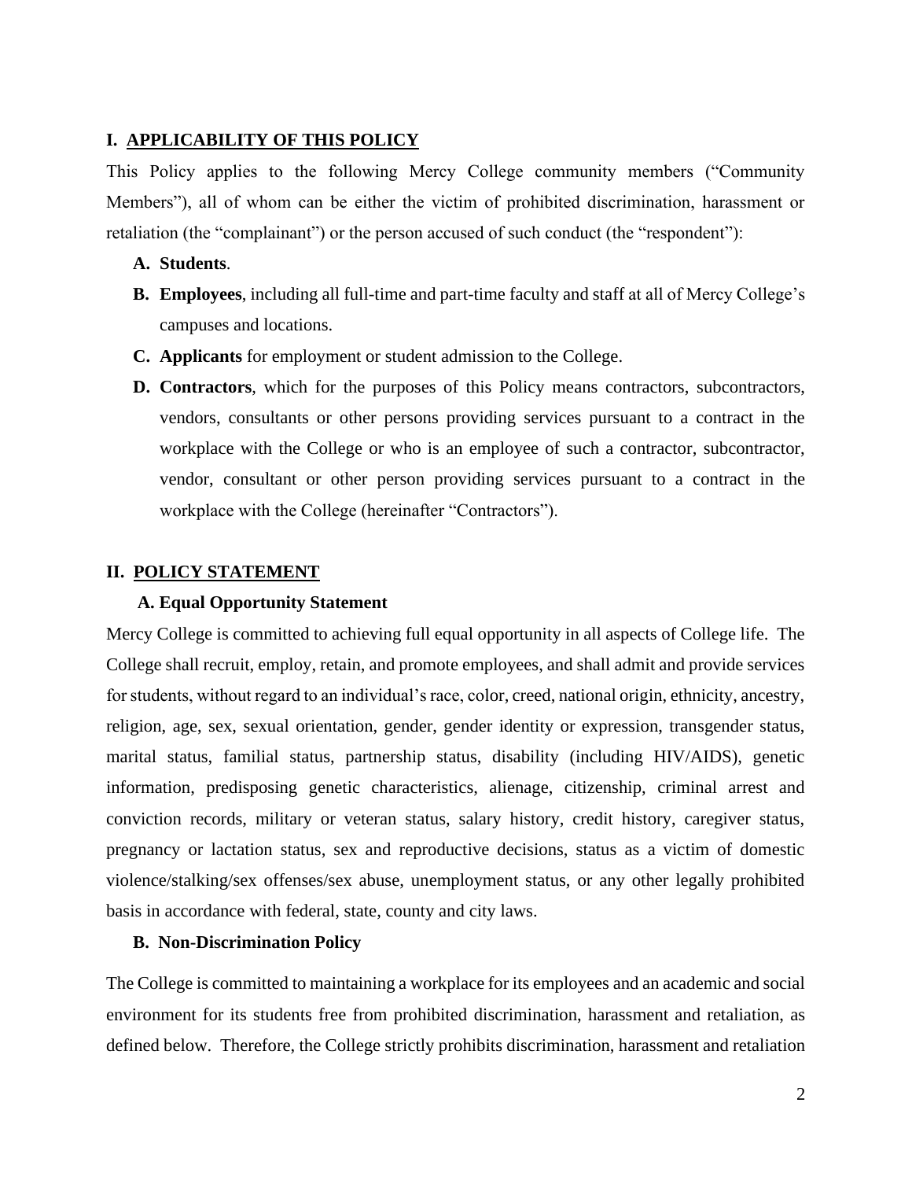## I. APPLICABILITY OF THIS POLICY

This Policy applies to the following Mercy College community members ("Community Members"), all of whom can be either the victim of prohibited discrimination, harassment or retaliation (the "complainant") or the person accused of such conduct (the "respondent"):

- **A. Students**.
- **B. Employees**, including all full-time and part-time faculty and staff at all of Mercy College's campuses and locations.
- **C. Applicants** for employment or student admission to the College.
- **D. Contractors**, which for the purposes of this Policy means contractors, subcontractors, vendors, consultants or other persons providing services pursuant to a contract in the workplace with the College or who is an employee of such a contractor, subcontractor, vendor, consultant or other person providing services pursuant to a contract in the workplace with the College (hereinafter "Contractors").

## II. POLICY STATEMENT

### A. Equal Opportunity Statement

Mercy College is committed to achieving full equal opportunity in all aspects of College life. The College shall recruit, employ, retain, and promote employees, and shall admit and provide services for students, without regard to an individual's race, color, creed, national origin, ethnicity, ancestry, religion, age, sex, sexual orientation, gender, gender identity or expression, transgender status, marital status, familial status, partnership status, disability (including HIV/AIDS), genetic information, predisposing genetic characteristics, alienage, citizenship, criminal arrest and conviction records, military or veteran status, salary history, credit history, caregiver status, pregnancy or lactation status, sex and reproductive decisions, status as a victim of domestic violence/stalking/sex offenses/sex abuse, unemployment status, or any other legally prohibited basis in accordance with federal, state, county and city laws.

### B. Non-Discrimination Policy

The College is committed to maintaining a workplace for its employees and an academic and social environment for its students free from prohibited discrimination, harassment and retaliation, as defined below. Therefore, the College strictly prohibits discrimination, harassment and retaliation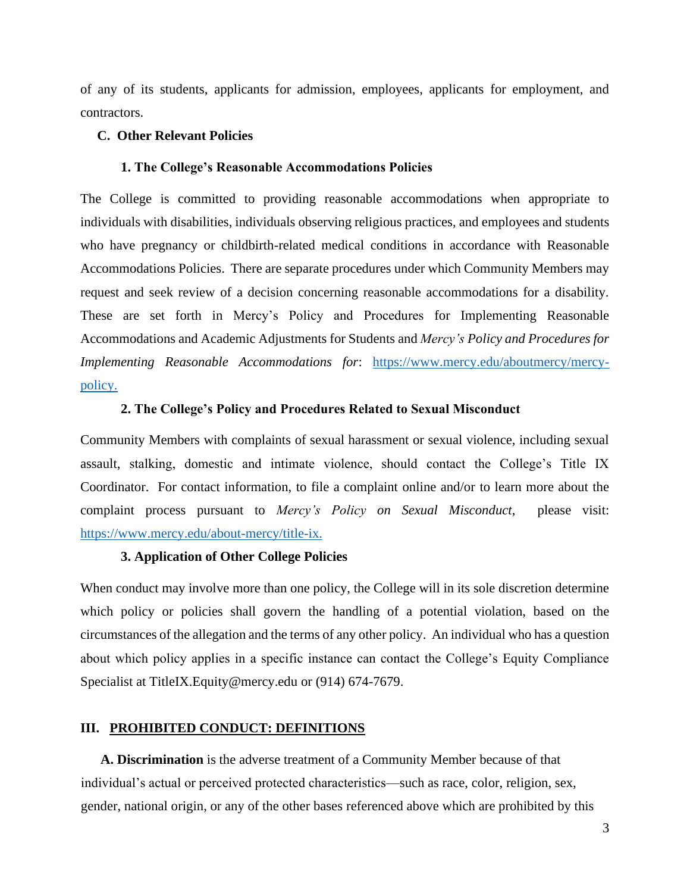of any of its students, applicants for admission, employees, applicants for employment, and contractors.

### C. Other Relevant Policies

#### 1. The College's Reasonable Accommodations Policies

The College is committed to providing reasonable accommodations when appropriate to individuals with disabilities, individuals observing religious practices, and employees and students who have pregnancy or childbirth-related medical conditions in accordance with Reasonable Accommodations Policies. There are separate procedures under which Community Members may request and seek review of a decision concerning reasonable accommodations for a disability. These are set forth in Mercy's Policy and Procedures for Implementing Reasonable Accommodations and Academic Adjustments for Students and *Mercy's Policy and Procedures for Implementing Reasonable Accommodations for*: [https://www.mercy.edu/aboutmercy/mercy-policy.](https://www.mercy.edu/aboutmercy/mercy-policy)

#### 2. The College's Policy and Procedures Related to Sexual Misconduct

Community Members with complaints of sexual harassment or sexual violence, including sexual assault, stalking, domestic and intimate violence, should contact the College's Title IX Coordinator. For contact information, to file a complaint online and/or to learn more about the complaint process pursuant to *Mercy's Policy on Sexual Misconduct*, please visit: [https://www.mercy.edu/about-mercy/title-ix.](https://www.mercy.edu/about-mercy/title-ix)

#### 3. Application of Other College Policies

When conduct may involve more than one policy, the College will in its sole discretion determine which policy or policies shall govern the handling of a potential violation, based on the circumstances of the allegation and the terms of any other policy. An individual who has a question about which policy applies in a specific instance can contact the College's Equity Compliance Specialist at TitleIX.Equity@mercy.edu or (914) 674-7679.

## III. PROHIBITED CONDUCT: DEFINITIONS

**A. Discrimination** is the adverse treatment of a Community Member because of that individual's actual or perceived protected characteristics—such as race, color, religion, sex, gender, national origin, or any of the other bases referenced above which are prohibited by this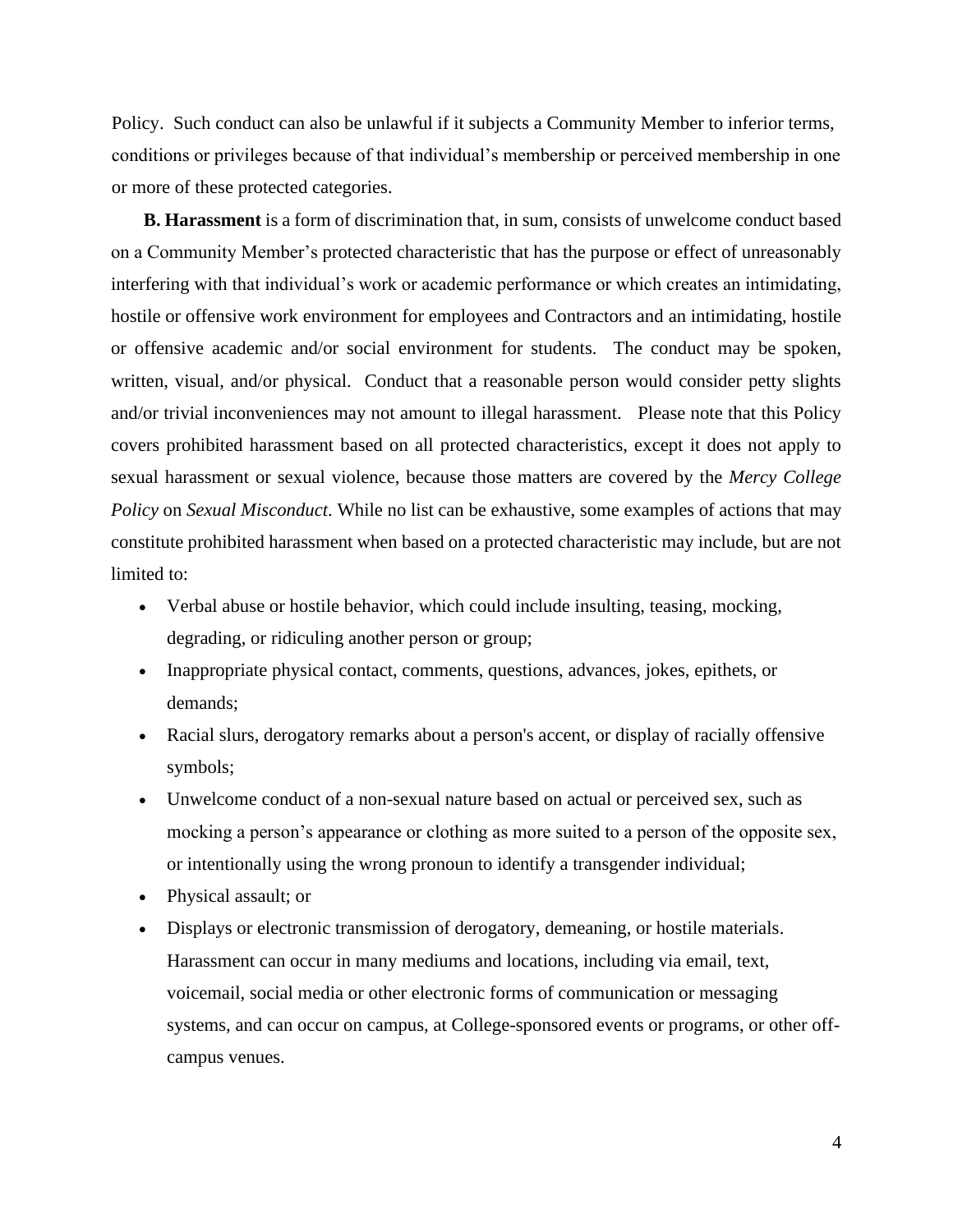Policy. Such conduct can also be unlawful if it subjects a Community Member to inferior terms, conditions or privileges because of that individual's membership or perceived membership in one or more of these protected categories.

**B. Harassment** is a form of discrimination that, in sum, consists of unwelcome conduct based on a Community Member's protected characteristic that has the purpose or effect of unreasonably interfering with that individual's work or academic performance or which creates an intimidating, hostile or offensive work environment for employees and Contractors and an intimidating, hostile or offensive academic and/or social environment for students. The conduct may be spoken, written, visual, and/or physical. Conduct that a reasonable person would consider petty slights and/or trivial inconveniences may not amount to illegal harassment. Please note that this Policy covers prohibited harassment based on all protected characteristics, except it does not apply to sexual harassment or sexual violence, because those matters are covered by the *Mercy College Policy* on *Sexual Misconduct*. While no list can be exhaustive, some examples of actions that may constitute prohibited harassment when based on a protected characteristic may include, but are not limited to:

- Verbal abuse or hostile behavior, which could include insulting, teasing, mocking, degrading, or ridiculing another person or group;
- Inappropriate physical contact, comments, questions, advances, jokes, epithets, or demands;
- Racial slurs, derogatory remarks about a person's accent, or display of racially offensive symbols;
- Unwelcome conduct of a non-sexual nature based on actual or perceived sex, such as mocking a person's appearance or clothing as more suited to a person of the opposite sex, or intentionally using the wrong pronoun to identify a transgender individual;
- Physical assault; or
- Displays or electronic transmission of derogatory, demeaning, or hostile materials. Harassment can occur in many mediums and locations, including via email, text, voicemail, social media or other electronic forms of communication or messaging systems, and can occur on campus, at College-sponsored events or programs, or other off-campus venues.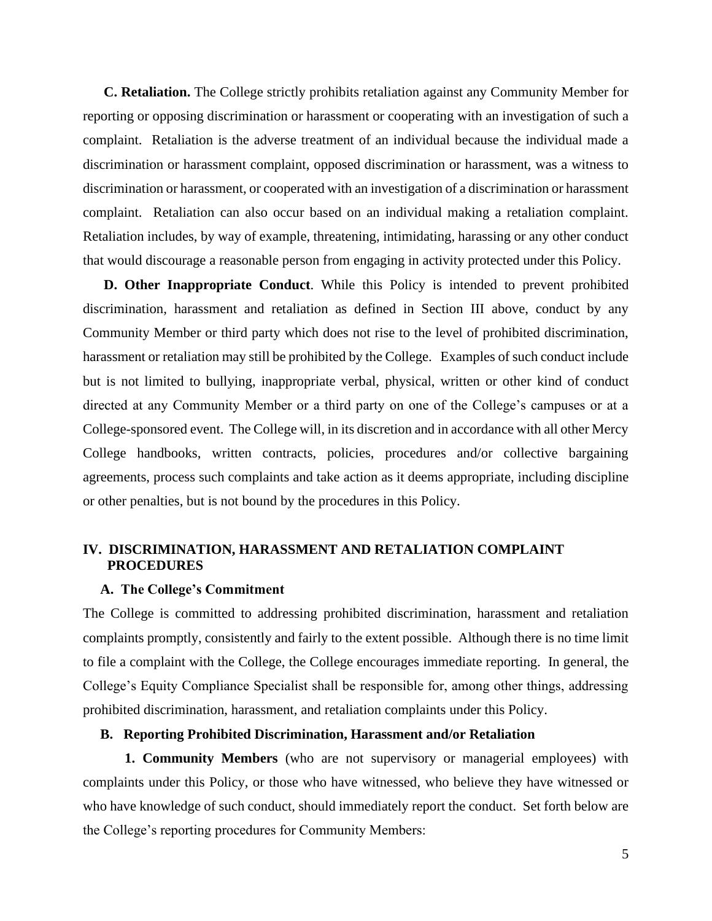**C. Retaliation.** The College strictly prohibits retaliation against any Community Member for reporting or opposing discrimination or harassment or cooperating with an investigation of such a complaint. Retaliation is the adverse treatment of an individual because the individual made a discrimination or harassment complaint, opposed discrimination or harassment, was a witness to discrimination or harassment, or cooperated with an investigation of a discrimination or harassment complaint. Retaliation can also occur based on an individual making a retaliation complaint. Retaliation includes, by way of example, threatening, intimidating, harassing or any other conduct that would discourage a reasonable person from engaging in activity protected under this Policy.

**D. Other Inappropriate Conduct**. While this Policy is intended to prevent prohibited discrimination, harassment and retaliation as defined in Section III above, conduct by any Community Member or third party which does not rise to the level of prohibited discrimination, harassment or retaliation may still be prohibited by the College. Examples of such conduct include but is not limited to bullying, inappropriate verbal, physical, written or other kind of conduct directed at any Community Member or a third party on one of the College's campuses or at a College-sponsored event. The College will, in its discretion and in accordance with all other Mercy College handbooks, written contracts, policies, procedures and/or collective bargaining agreements, process such complaints and take action as it deems appropriate, including discipline or other penalties, but is not bound by the procedures in this Policy.

## IV. DISCRIMINATION, HARASSMENT AND RETALIATION COMPLAINT PROCEDURES

### A. The College's Commitment

The College is committed to addressing prohibited discrimination, harassment and retaliation complaints promptly, consistently and fairly to the extent possible. Although there is no time limit to file a complaint with the College, the College encourages immediate reporting. In general, the College's Equity Compliance Specialist shall be responsible for, among other things, addressing prohibited discrimination, harassment, and retaliation complaints under this Policy.

### B. Reporting Prohibited Discrimination, Harassment and/or Retaliation

**1. Community Members** (who are not supervisory or managerial employees) with complaints under this Policy, or those who have witnessed, who believe they have witnessed or who have knowledge of such conduct, should immediately report the conduct. Set forth below are the College's reporting procedures for Community Members: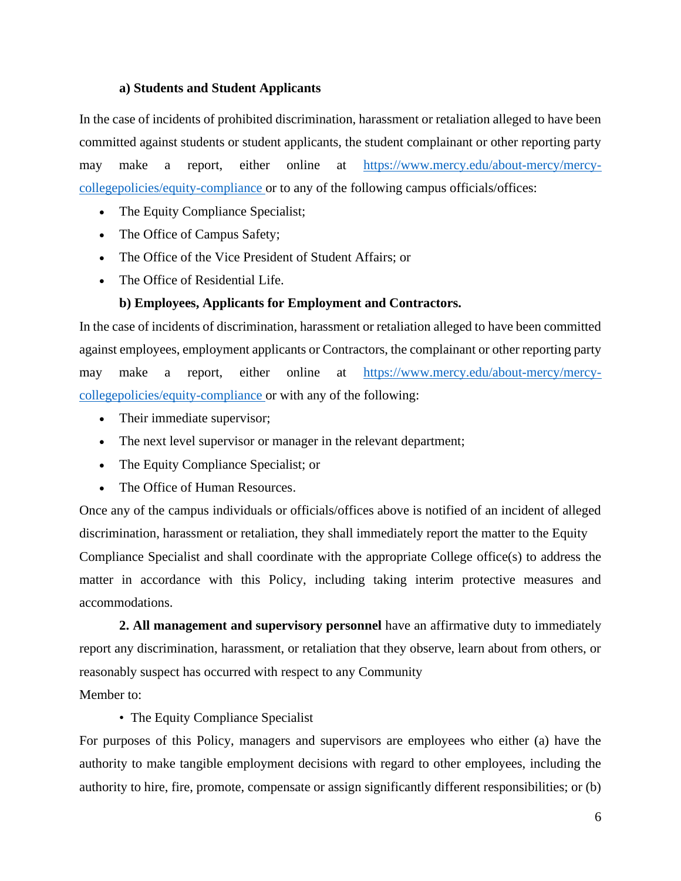**a) Students and Student Applicants**

In the case of incidents of prohibited discrimination, harassment or retaliation alleged to have been committed against students or student applicants, the student complainant or other reporting party may make a report, either online at [https://www.mercy.edu/about-mercy/mercy-collegepolicies/equity-compliance](https://www.mercy.edu/about-mercy/mercy-collegepolicies/equity-compliance) or to any of the following campus officials/offices:

- The Equity Compliance Specialist;
- The Office of Campus Safety;
- The Office of the Vice President of Student Affairs; or
- The Office of Residential Life.

**b) Employees, Applicants for Employment and Contractors.**

In the case of incidents of discrimination, harassment or retaliation alleged to have been committed against employees, employment applicants or Contractors, the complainant or other reporting party may make a report, either online at [https://www.mercy.edu/about-mercy/mercy-collegepolicies/equity-compliance](https://www.mercy.edu/about-mercy/mercy-collegepolicies/equity-compliance) or with any of the following:

- Their immediate supervisor;
- The next level supervisor or manager in the relevant department;
- The Equity Compliance Specialist; or
- The Office of Human Resources.

Once any of the campus individuals or officials/offices above is notified of an incident of alleged discrimination, harassment or retaliation, they shall immediately report the matter to the Equity Compliance Specialist and shall coordinate with the appropriate College office(s) to address the matter in accordance with this Policy, including taking interim protective measures and accommodations.

**2. All management and supervisory personnel** have an affirmative duty to immediately report any discrimination, harassment, or retaliation that they observe, learn about from others, or reasonably suspect has occurred with respect to any Community Member to:

- The Equity Compliance Specialist

For purposes of this Policy, managers and supervisors are employees who either (a) have the authority to make tangible employment decisions with regard to other employees, including the authority to hire, fire, promote, compensate or assign significantly different responsibilities; or (b)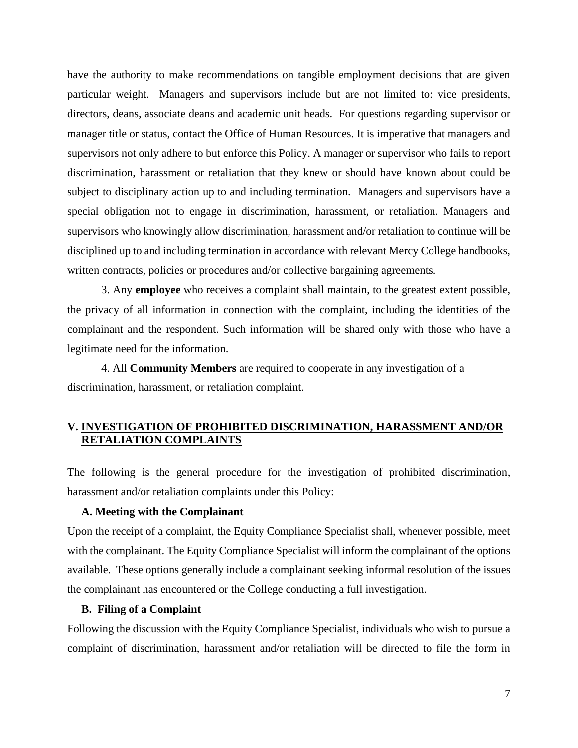have the authority to make recommendations on tangible employment decisions that are given particular weight. Managers and supervisors include but are not limited to: vice presidents, directors, deans, associate deans and academic unit heads. For questions regarding supervisor or manager title or status, contact the Office of Human Resources. It is imperative that managers and supervisors not only adhere to but enforce this Policy. A manager or supervisor who fails to report discrimination, harassment or retaliation that they knew or should have known about could be subject to disciplinary action up to and including termination. Managers and supervisors have a special obligation not to engage in discrimination, harassment, or retaliation. Managers and supervisors who knowingly allow discrimination, harassment and/or retaliation to continue will be disciplined up to and including termination in accordance with relevant Mercy College handbooks, written contracts, policies or procedures and/or collective bargaining agreements.

3. Any **employee** who receives a complaint shall maintain, to the greatest extent possible, the privacy of all information in connection with the complaint, including the identities of the complainant and the respondent. Such information will be shared only with those who have a legitimate need for the information.

4. All **Community Members** are required to cooperate in any investigation of a discrimination, harassment, or retaliation complaint.

## V. INVESTIGATION OF PROHIBITED DISCRIMINATION, HARASSMENT AND/OR RETALIATION COMPLAINTS

The following is the general procedure for the investigation of prohibited discrimination, harassment and/or retaliation complaints under this Policy:

### A. Meeting with the Complainant

Upon the receipt of a complaint, the Equity Compliance Specialist shall, whenever possible, meet with the complainant. The Equity Compliance Specialist will inform the complainant of the options available. These options generally include a complainant seeking informal resolution of the issues the complainant has encountered or the College conducting a full investigation.

### B. Filing of a Complaint

Following the discussion with the Equity Compliance Specialist, individuals who wish to pursue a complaint of discrimination, harassment and/or retaliation will be directed to file the form in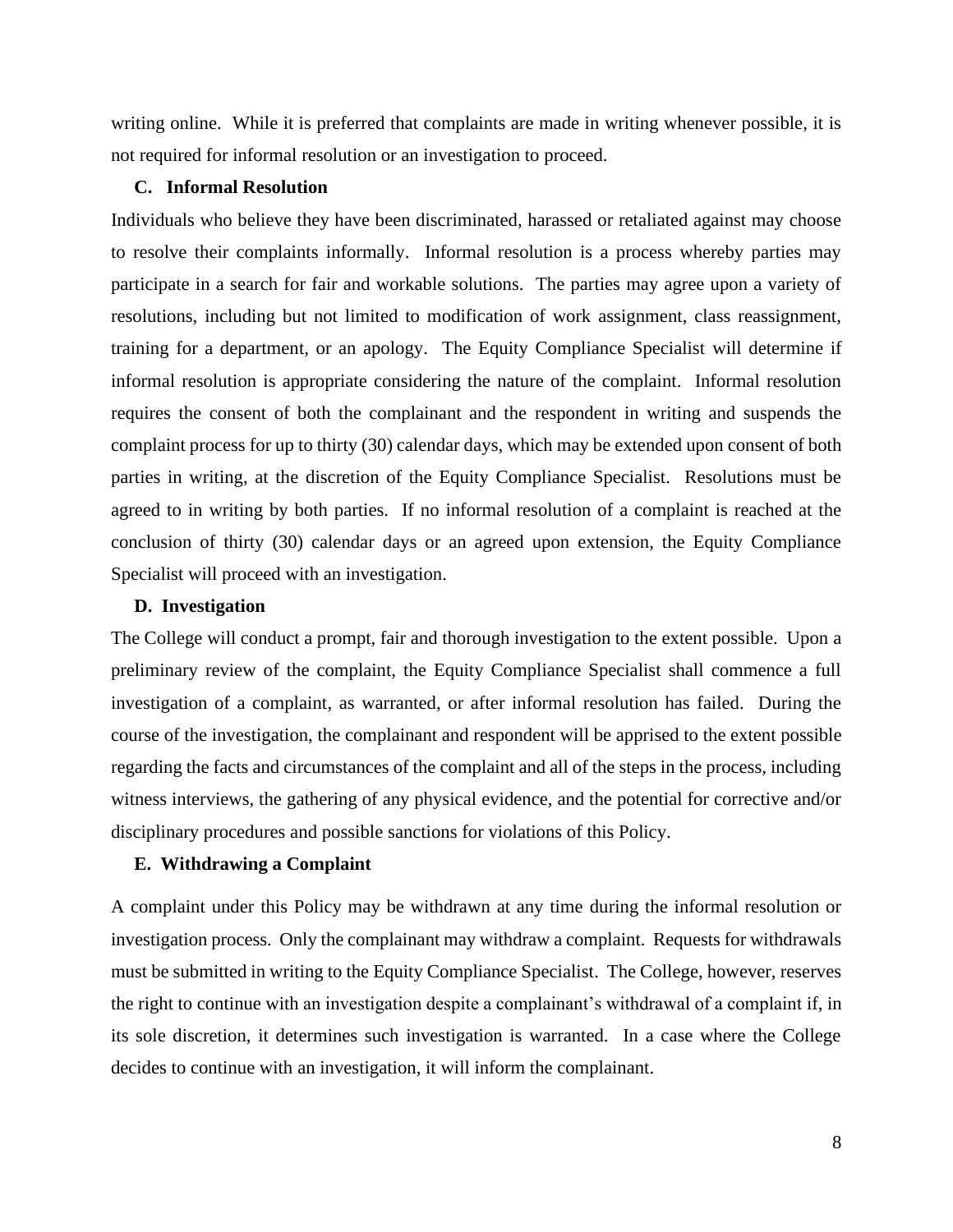writing online. While it is preferred that complaints are made in writing whenever possible, it is not required for informal resolution or an investigation to proceed.

### C. Informal Resolution

Individuals who believe they have been discriminated, harassed or retaliated against may choose to resolve their complaints informally. Informal resolution is a process whereby parties may participate in a search for fair and workable solutions. The parties may agree upon a variety of resolutions, including but not limited to modification of work assignment, class reassignment, training for a department, or an apology. The Equity Compliance Specialist will determine if informal resolution is appropriate considering the nature of the complaint. Informal resolution requires the consent of both the complainant and the respondent in writing and suspends the complaint process for up to thirty (30) calendar days, which may be extended upon consent of both parties in writing, at the discretion of the Equity Compliance Specialist. Resolutions must be agreed to in writing by both parties. If no informal resolution of a complaint is reached at the conclusion of thirty (30) calendar days or an agreed upon extension, the Equity Compliance Specialist will proceed with an investigation.

### D. Investigation

The College will conduct a prompt, fair and thorough investigation to the extent possible. Upon a preliminary review of the complaint, the Equity Compliance Specialist shall commence a full investigation of a complaint, as warranted, or after informal resolution has failed. During the course of the investigation, the complainant and respondent will be apprised to the extent possible regarding the facts and circumstances of the complaint and all of the steps in the process, including witness interviews, the gathering of any physical evidence, and the potential for corrective and/or disciplinary procedures and possible sanctions for violations of this Policy.

### E. Withdrawing a Complaint

A complaint under this Policy may be withdrawn at any time during the informal resolution or investigation process. Only the complainant may withdraw a complaint. Requests for withdrawals must be submitted in writing to the Equity Compliance Specialist. The College, however, reserves the right to continue with an investigation despite a complainant's withdrawal of a complaint if, in its sole discretion, it determines such investigation is warranted. In a case where the College decides to continue with an investigation, it will inform the complainant.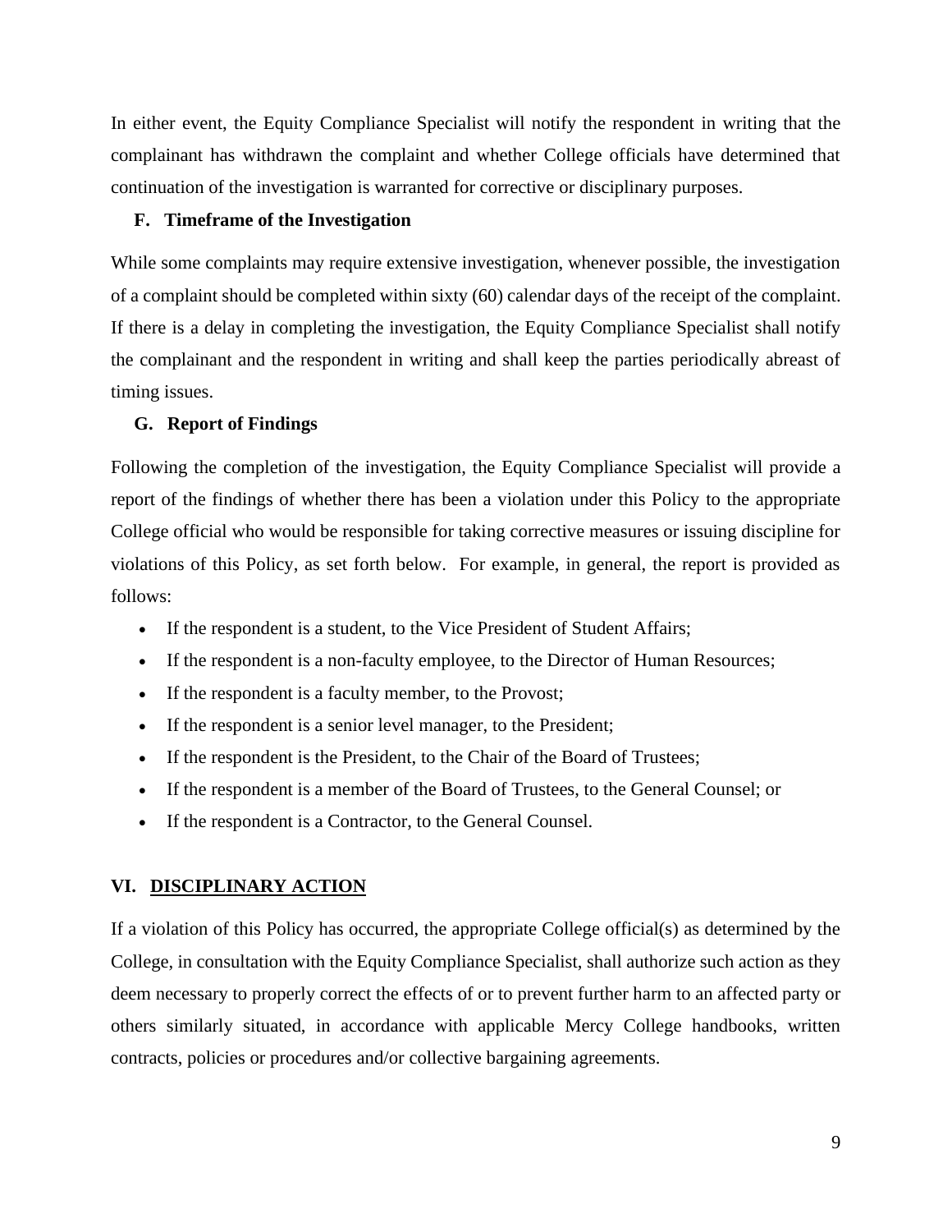In either event, the Equity Compliance Specialist will notify the respondent in writing that the complainant has withdrawn the complaint and whether College officials have determined that continuation of the investigation is warranted for corrective or disciplinary purposes.

### F. Timeframe of the Investigation

While some complaints may require extensive investigation, whenever possible, the investigation of a complaint should be completed within sixty (60) calendar days of the receipt of the complaint. If there is a delay in completing the investigation, the Equity Compliance Specialist shall notify the complainant and the respondent in writing and shall keep the parties periodically abreast of timing issues.

### G. Report of Findings

Following the completion of the investigation, the Equity Compliance Specialist will provide a report of the findings of whether there has been a violation under this Policy to the appropriate College official who would be responsible for taking corrective measures or issuing discipline for violations of this Policy, as set forth below. For example, in general, the report is provided as follows:

- If the respondent is a student, to the Vice President of Student Affairs;
- If the respondent is a non-faculty employee, to the Director of Human Resources;
- If the respondent is a faculty member, to the Provost;
- If the respondent is a senior level manager, to the President;
- If the respondent is the President, to the Chair of the Board of Trustees;
- If the respondent is a member of the Board of Trustees, to the General Counsel; or
- If the respondent is a Contractor, to the General Counsel.

## VI. DISCIPLINARY ACTION

If a violation of this Policy has occurred, the appropriate College official(s) as determined by the College, in consultation with the Equity Compliance Specialist, shall authorize such action as they deem necessary to properly correct the effects of or to prevent further harm to an affected party or others similarly situated, in accordance with applicable Mercy College handbooks, written contracts, policies or procedures and/or collective bargaining agreements.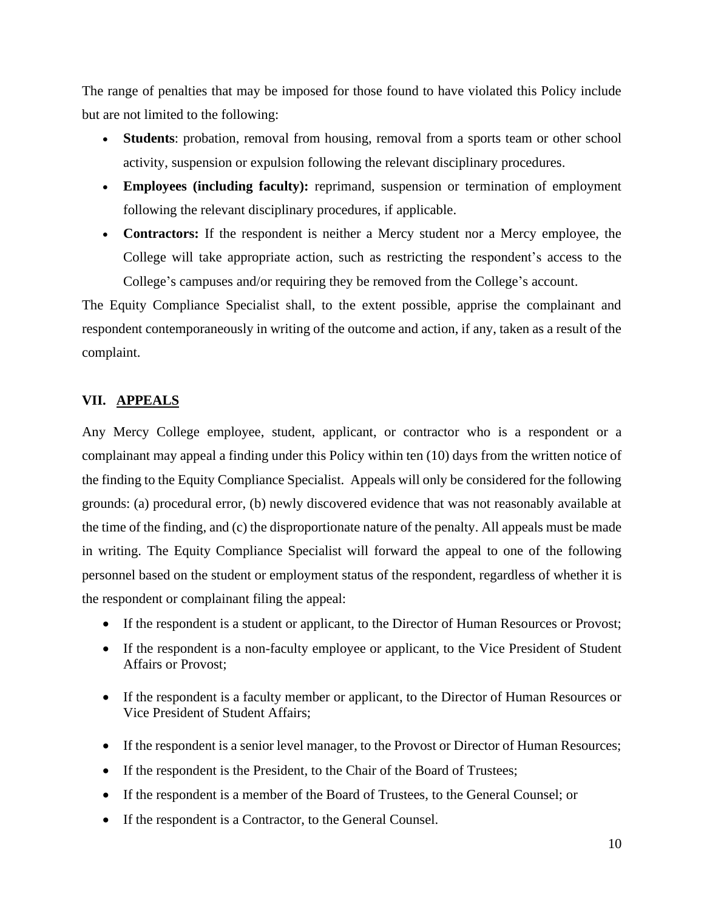The range of penalties that may be imposed for those found to have violated this Policy include but are not limited to the following:

- **Students**: probation, removal from housing, removal from a sports team or other school activity, suspension or expulsion following the relevant disciplinary procedures.
- **Employees (including faculty):** reprimand, suspension or termination of employment following the relevant disciplinary procedures, if applicable.
- **Contractors:** If the respondent is neither a Mercy student nor a Mercy employee, the College will take appropriate action, such as restricting the respondent's access to the College's campuses and/or requiring they be removed from the College's account.

The Equity Compliance Specialist shall, to the extent possible, apprise the complainant and respondent contemporaneously in writing of the outcome and action, if any, taken as a result of the complaint.

## VII. <u>APPEALS</u>

Any Mercy College employee, student, applicant, or contractor who is a respondent or a complainant may appeal a finding under this Policy within ten (10) days from the written notice of the finding to the Equity Compliance Specialist. Appeals will only be considered for the following grounds: (a) procedural error, (b) newly discovered evidence that was not reasonably available at the time of the finding, and (c) the disproportionate nature of the penalty. All appeals must be made in writing. The Equity Compliance Specialist will forward the appeal to one of the following personnel based on the student or employment status of the respondent, regardless of whether it is the respondent or complainant filing the appeal:

- If the respondent is a student or applicant, to the Director of Human Resources or Provost;
- If the respondent is a non-faculty employee or applicant, to the Vice President of Student Affairs or Provost;
- If the respondent is a faculty member or applicant, to the Director of Human Resources or Vice President of Student Affairs;
- If the respondent is a senior level manager, to the Provost or Director of Human Resources;
- If the respondent is the President, to the Chair of the Board of Trustees;
- If the respondent is a member of the Board of Trustees, to the General Counsel; or
- If the respondent is a Contractor, to the General Counsel.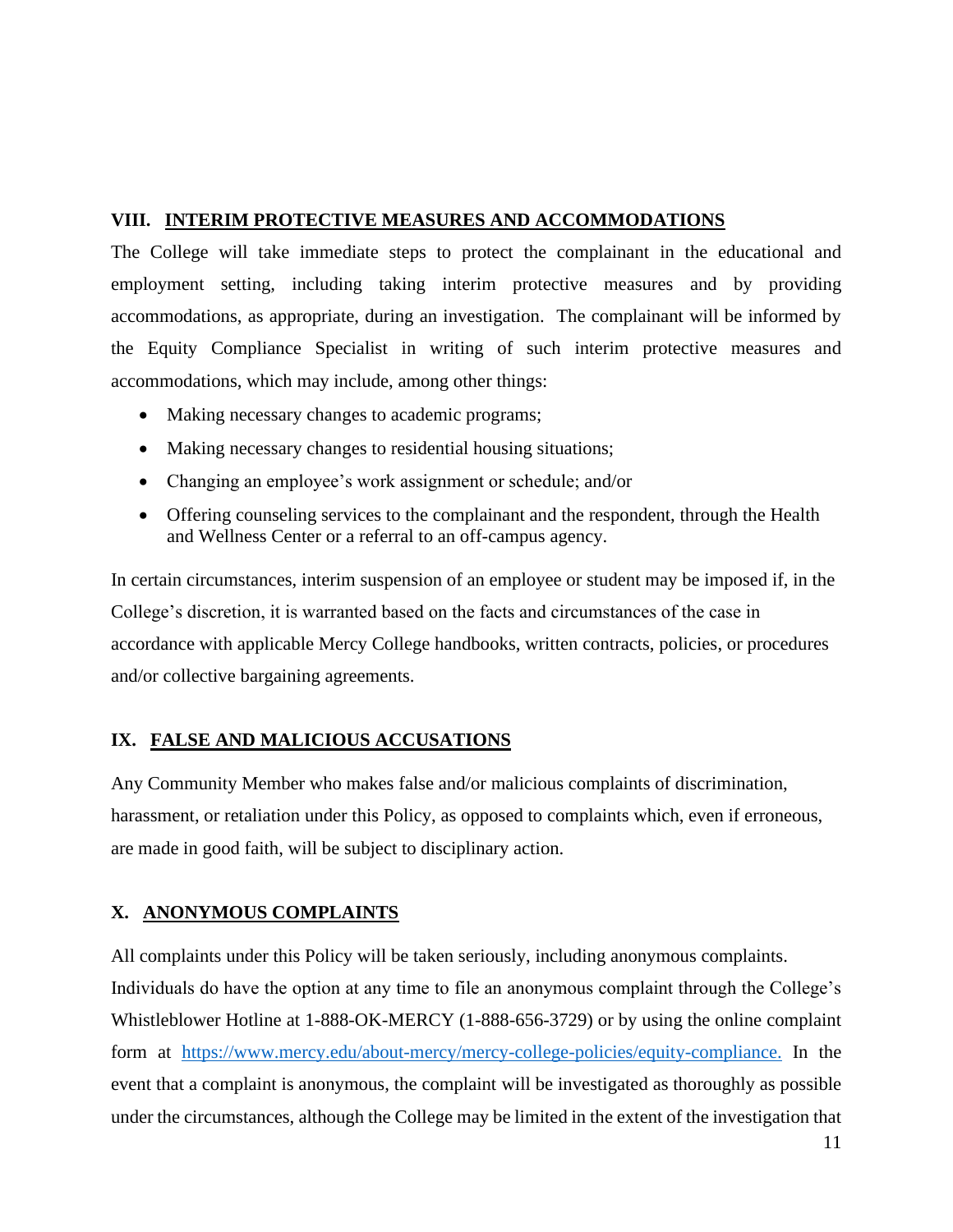## VIII. INTERIM PROTECTIVE MEASURES AND ACCOMMODATIONS

The College will take immediate steps to protect the complainant in the educational and employment setting, including taking interim protective measures and by providing accommodations, as appropriate, during an investigation. The complainant will be informed by the Equity Compliance Specialist in writing of such interim protective measures and accommodations, which may include, among other things:

- Making necessary changes to academic programs;
- Making necessary changes to residential housing situations;
- Changing an employee's work assignment or schedule; and/or
- Offering counseling services to the complainant and the respondent, through the Health and Wellness Center or a referral to an off-campus agency.

In certain circumstances, interim suspension of an employee or student may be imposed if, in the College's discretion, it is warranted based on the facts and circumstances of the case in accordance with applicable Mercy College handbooks, written contracts, policies, or procedures and/or collective bargaining agreements.

## IX. FALSE AND MALICIOUS ACCUSATIONS

Any Community Member who makes false and/or malicious complaints of discrimination, harassment, or retaliation under this Policy, as opposed to complaints which, even if erroneous, are made in good faith, will be subject to disciplinary action.

## X. ANONYMOUS COMPLAINTS

All complaints under this Policy will be taken seriously, including anonymous complaints. Individuals do have the option at any time to file an anonymous complaint through the College's Whistleblower Hotline at 1-888-OK-MERCY (1-888-656-3729) or by using the online complaint form at [https://www.mercy.edu/about-mercy/mercy-college-policies/equity-compliance.](https://www.mercy.edu/about-mercy/mercy-college-policies/equity-compliance) In the event that a complaint is anonymous, the complaint will be investigated as thoroughly as possible under the circumstances, although the College may be limited in the extent of the investigation that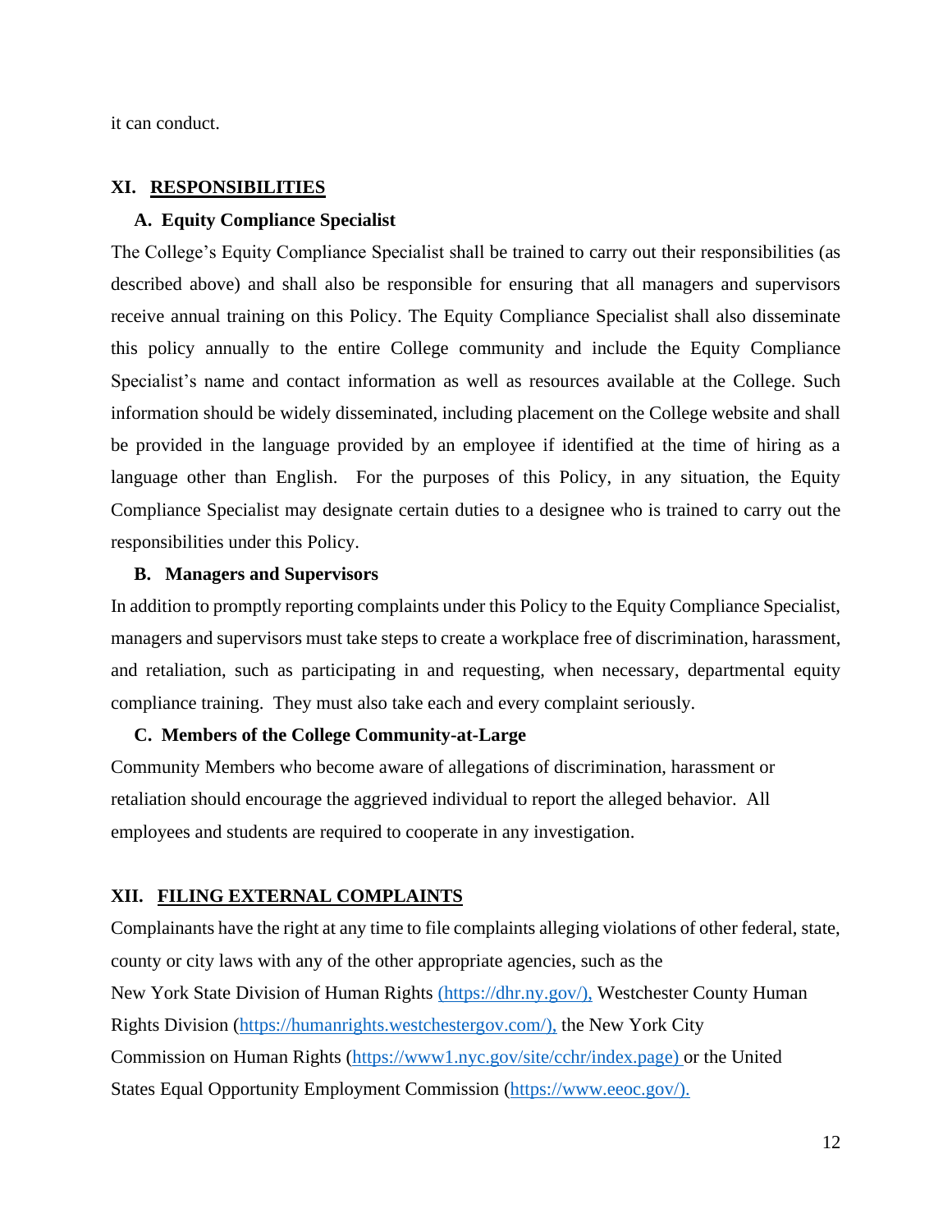it can conduct.

## XI. RESPONSIBILITIES

### A. Equity Compliance Specialist

The College's Equity Compliance Specialist shall be trained to carry out their responsibilities (as described above) and shall also be responsible for ensuring that all managers and supervisors receive annual training on this Policy. The Equity Compliance Specialist shall also disseminate this policy annually to the entire College community and include the Equity Compliance Specialist's name and contact information as well as resources available at the College. Such information should be widely disseminated, including placement on the College website and shall be provided in the language provided by an employee if identified at the time of hiring as a language other than English. For the purposes of this Policy, in any situation, the Equity Compliance Specialist may designate certain duties to a designee who is trained to carry out the responsibilities under this Policy.

### B. Managers and Supervisors

In addition to promptly reporting complaints under this Policy to the Equity Compliance Specialist, managers and supervisors must take steps to create a workplace free of discrimination, harassment, and retaliation, such as participating in and requesting, when necessary, departmental equity compliance training. They must also take each and every complaint seriously.

### C. Members of the College Community-at-Large

Community Members who become aware of allegations of discrimination, harassment or retaliation should encourage the aggrieved individual to report the alleged behavior. All employees and students are required to cooperate in any investigation.

## XII. FILING EXTERNAL COMPLAINTS

Complainants have the right at any time to file complaints alleging violations of other federal, state, county or city laws with any of the other appropriate agencies, such as the New York State Division of Human Rights (https://dhr.ny.gov/), Westchester County Human Rights Division (https://humanrights.westchestergov.com/), the New York City Commission on Human Rights (https://www1.nyc.gov/site/cchr/index.page) or the United States Equal Opportunity Employment Commission (https://www.eeoc.gov/).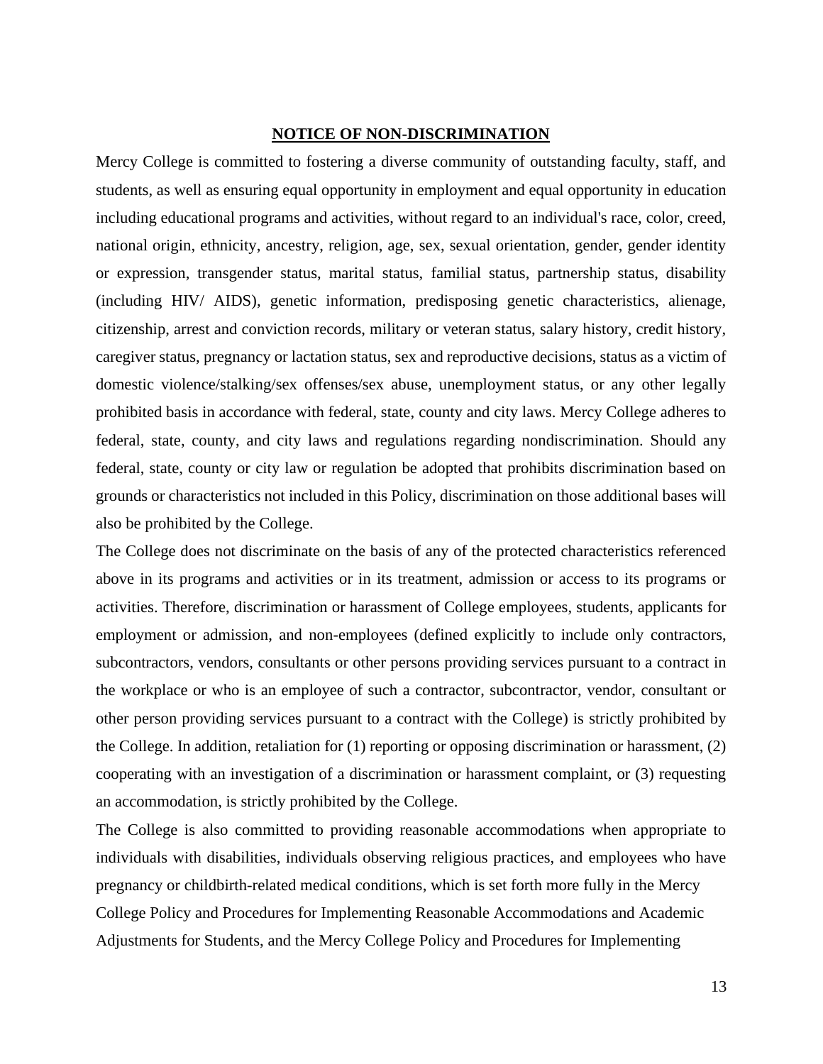## NOTICE OF NON-DISCRIMINATION

Mercy College is committed to fostering a diverse community of outstanding faculty, staff, and students, as well as ensuring equal opportunity in employment and equal opportunity in education including educational programs and activities, without regard to an individual's race, color, creed, national origin, ethnicity, ancestry, religion, age, sex, sexual orientation, gender, gender identity or expression, transgender status, marital status, familial status, partnership status, disability (including HIV/ AIDS), genetic information, predisposing genetic characteristics, alienage, citizenship, arrest and conviction records, military or veteran status, salary history, credit history, caregiver status, pregnancy or lactation status, sex and reproductive decisions, status as a victim of domestic violence/stalking/sex offenses/sex abuse, unemployment status, or any other legally prohibited basis in accordance with federal, state, county and city laws. Mercy College adheres to federal, state, county, and city laws and regulations regarding nondiscrimination. Should any federal, state, county or city law or regulation be adopted that prohibits discrimination based on grounds or characteristics not included in this Policy, discrimination on those additional bases will also be prohibited by the College.

The College does not discriminate on the basis of any of the protected characteristics referenced above in its programs and activities or in its treatment, admission or access to its programs or activities. Therefore, discrimination or harassment of College employees, students, applicants for employment or admission, and non-employees (defined explicitly to include only contractors, subcontractors, vendors, consultants or other persons providing services pursuant to a contract in the workplace or who is an employee of such a contractor, subcontractor, vendor, consultant or other person providing services pursuant to a contract with the College) is strictly prohibited by the College. In addition, retaliation for (1) reporting or opposing discrimination or harassment, (2) cooperating with an investigation of a discrimination or harassment complaint, or (3) requesting an accommodation, is strictly prohibited by the College.

The College is also committed to providing reasonable accommodations when appropriate to individuals with disabilities, individuals observing religious practices, and employees who have pregnancy or childbirth-related medical conditions, which is set forth more fully in the Mercy College Policy and Procedures for Implementing Reasonable Accommodations and Academic Adjustments for Students, and the Mercy College Policy and Procedures for Implementing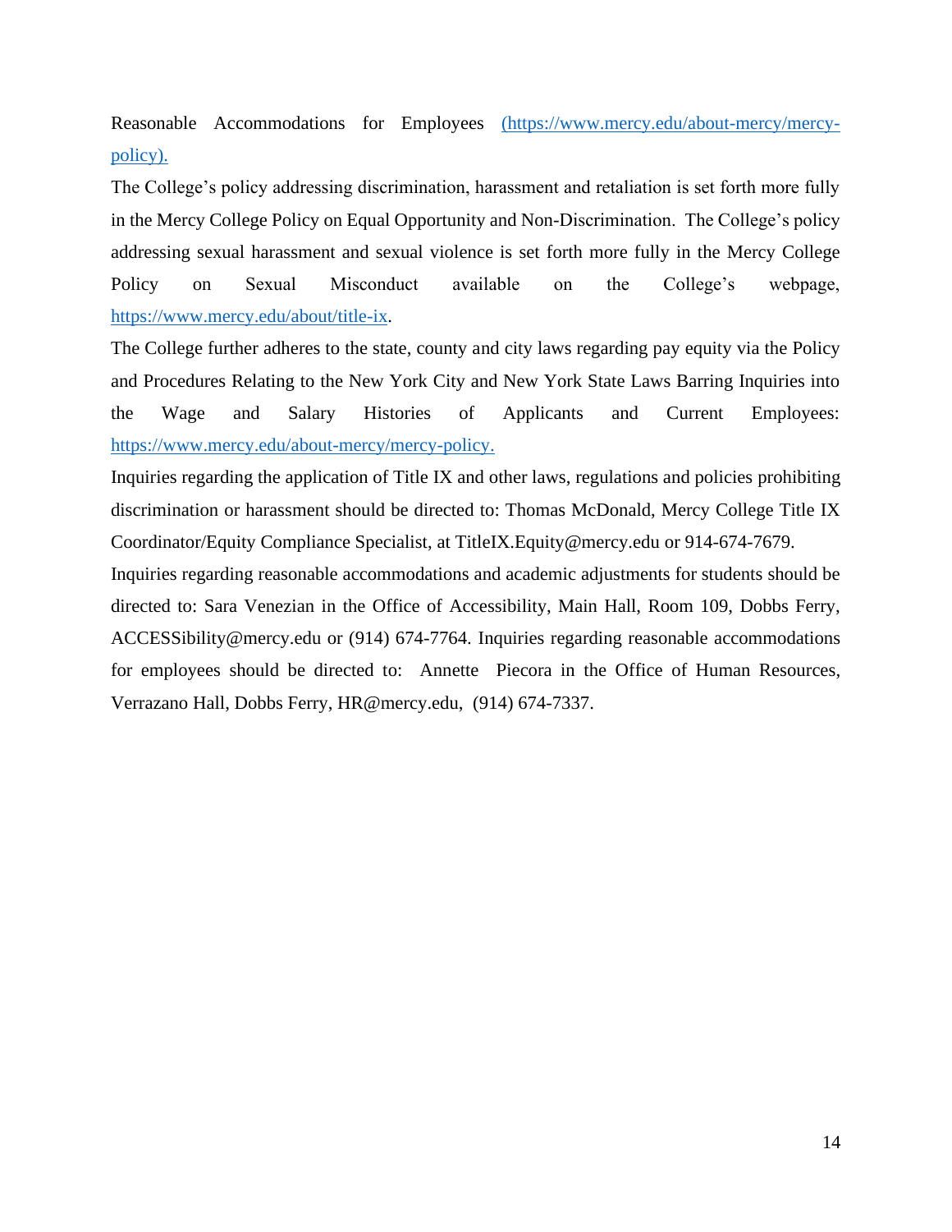Reasonable Accommodations for Employees (https://www.mercy.edu/about-mercy/mercy-policy).

The College's policy addressing discrimination, harassment and retaliation is set forth more fully in the Mercy College Policy on Equal Opportunity and Non-Discrimination. The College's policy addressing sexual harassment and sexual violence is set forth more fully in the Mercy College Policy on Sexual Misconduct available on the College's webpage, https://www.mercy.edu/about/title-ix.

The College further adheres to the state, county and city laws regarding pay equity via the Policy and Procedures Relating to the New York City and New York State Laws Barring Inquiries into the Wage and Salary Histories of Applicants and Current Employees: https://www.mercy.edu/about-mercy/mercy-policy.

Inquiries regarding the application of Title IX and other laws, regulations and policies prohibiting discrimination or harassment should be directed to: Thomas McDonald, Mercy College Title IX Coordinator/Equity Compliance Specialist, at TitleIX.Equity@mercy.edu or 914-674-7679.

Inquiries regarding reasonable accommodations and academic adjustments for students should be directed to: Sara Venezian in the Office of Accessibility, Main Hall, Room 109, Dobbs Ferry, ACCESSibility@mercy.edu or (914) 674-7764. Inquiries regarding reasonable accommodations for employees should be directed to: Annette Piecora in the Office of Human Resources, Verrazano Hall, Dobbs Ferry, HR@mercy.edu, (914) 674-7337.